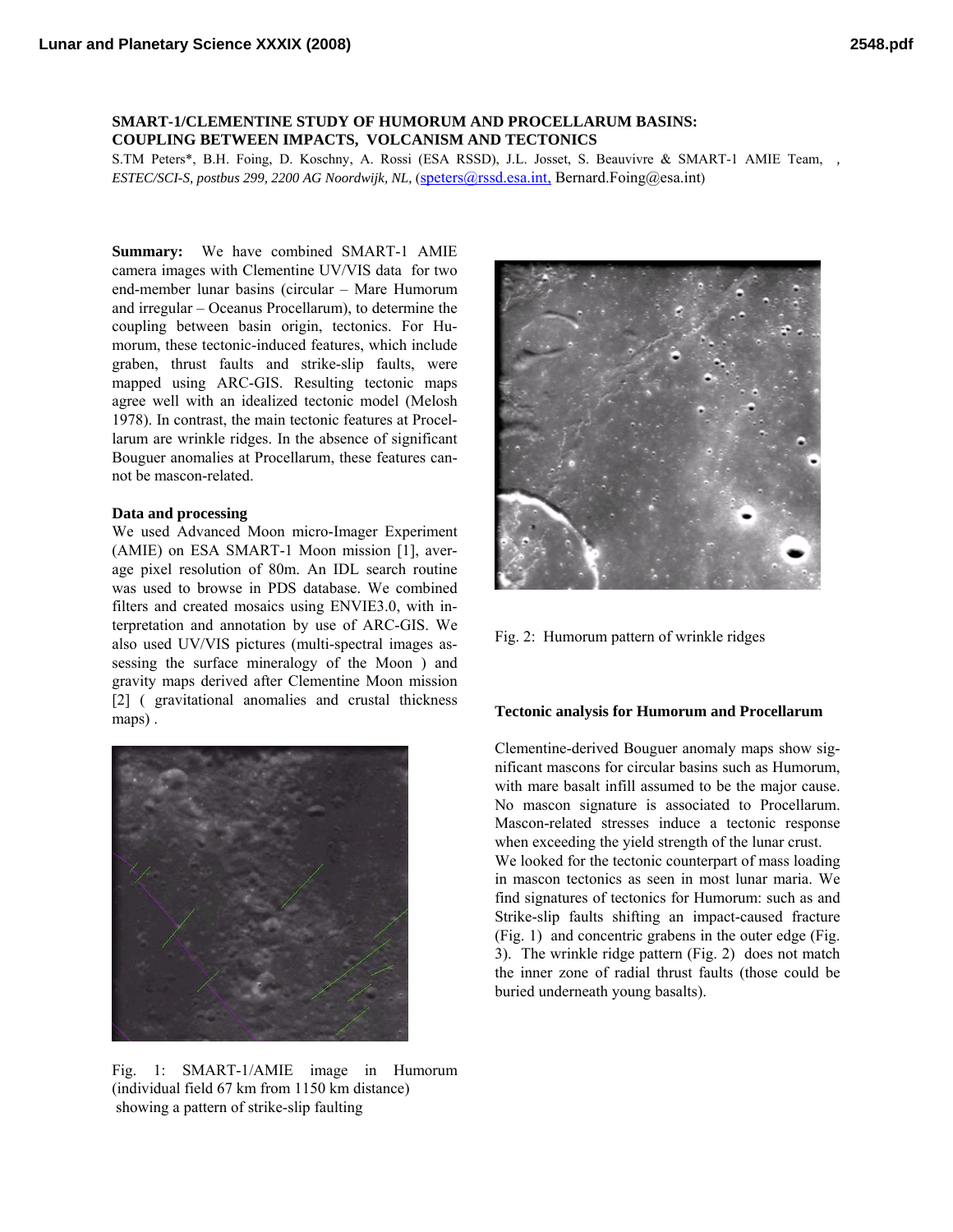**SMART-1/CLEMENTINE STUDY OF HUMORUM AND PROCELLARUM BASINS: COUPLING BETWEEN IMPACTS, VOLCANISM AND TECTONICS**

S.TM Peters*, B.H. Foing, D. Koschny, A. Rossi (ESA RSSD), J.L. Josset, S. Beauvivre & SMART-1 AMIE Team, , *ESTEC/SCI-S, postbus 299, 2200 AG Noordwijk, NL,* (speters@rssd.esa.int, Bernard.Foing@esa.int)

**Summary:** We have combined SMART-1 AMIE camera images with Clementine UV/VIS data for two end-member lunar basins (circular – Mare Humorum and irregular – Oceanus Procellarum), to determine the coupling between basin origin, tectonics. For Humorum, these tectonic-induced features, which include graben, thrust faults and strike-slip faults, were mapped using ARC-GIS. Resulting tectonic maps agree well with an idealized tectonic model (Melosh 1978). In contrast, the main tectonic features at Procellarum are wrinkle ridges. In the absence of significant Bouguer anomalies at Procellarum, these features cannot be mascon-related.

**Data and processing**

We used Advanced Moon micro-Imager Experiment (AMIE) on ESA SMART-1 Moon mission [1], average pixel resolution of 80m. An IDL search routine was used to browse in PDS database. We combined filters and created mosaics using ENVIE3.0, with interpretation and annotation by use of ARC-GIS. We also used UV/VIS pictures (multi-spectral images assessing the surface mineralogy of the Moon ) and gravity maps derived after Clementine Moon mission [2] ( gravitational anomalies and crustal thickness maps) .

Fig. 1: SMART-1/AMIE image in Humorum (individual field 67 km from 1150 km distance) showing a pattern of strike-slip faulting

Fig. 2: Humorum pattern of wrinkle ridges

**Tectonic analysis for Humorum and Procellarum**

Clementine-derived Bouguer anomaly maps show significant mascons for circular basins such as Humorum, with mare basalt infill assumed to be the major cause. No mascon signature is associated to Procellarum. Mascon-related stresses induce a tectonic response when exceeding the yield strength of the lunar crust.

We looked for the tectonic counterpart of mass loading in mascon tectonics as seen in most lunar maria. We find signatures of tectonics for Humorum: such as and Strike-slip faults shifting an impact-caused fracture (Fig. 1) and concentric grabens in the outer edge (Fig. 3). The wrinkle ridge pattern (Fig. 2) does not match the inner zone of radial thrust faults (those could be buried underneath young basalts).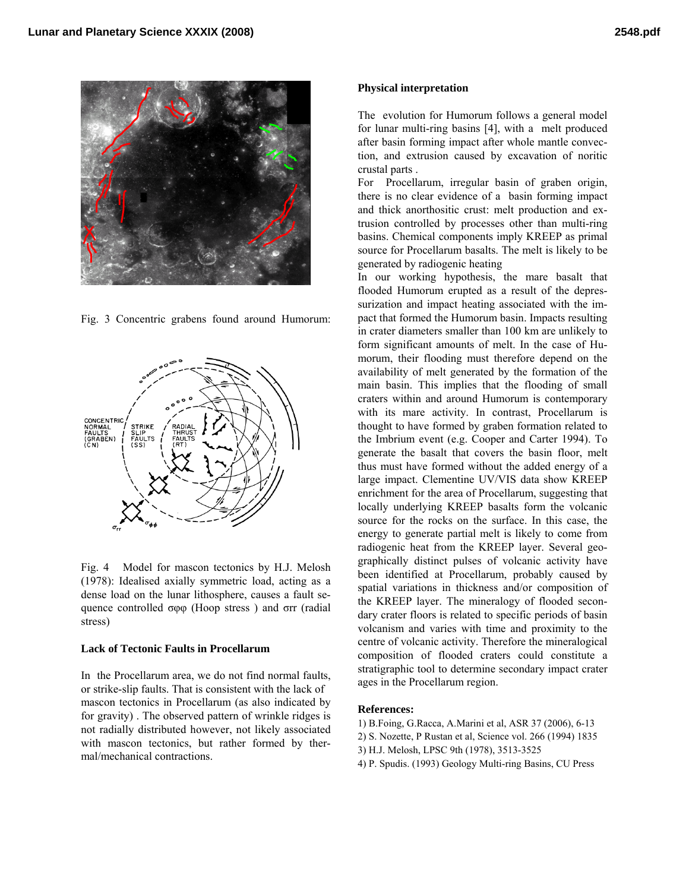Fig. 3 Concentric grabens found around Humorum:

CONCENTRIC NORMAL FAULTS (GRABEN) (CN)

STRIKE SLIP FAULTS (SS)

RADIAL THRUST FAULTS (RT)

$\sigma_{rr}$

$\sigma_{\phi\phi}$

Fig. 4 Model for mascon tectonics by H.J. Melosh (1978): Idealised axially symmetric load, acting as a dense load on the lunar lithosphere, causes a fault sequence controlled $\sigma\varphi\varphi$ (Hoop stress ) and $\sigma rr$ (radial stress)

**Lack of Tectonic Faults in Procellarum**

In the Procellarum area, we do not find normal faults, or strike-slip faults. That is consistent with the lack of mascon tectonics in Procellarum (as also indicated by for gravity) . The observed pattern of wrinkle ridges is not radially distributed however, not likely associated with mascon tectonics, but rather formed by thermal/mechanical contractions.

**Physical interpretation**

The evolution for Humorum follows a general model for lunar multi-ring basins [4], with a melt produced after basin forming impact after whole mantle convection, and extrusion caused by excavation of noritic crustal parts .

For Procellarum, irregular basin of graben origin, there is no clear evidence of a basin forming impact and thick anorthositic crust: melt production and extrusion controlled by processes other than multi-ring basins. Chemical components imply KREEP as primal source for Procellarum basalts. The melt is likely to be generated by radiogenic heating

In our working hypothesis, the mare basalt that flooded Humorum erupted as a result of the depressurization and impact heating associated with the impact that formed the Humorum basin. Impacts resulting in crater diameters smaller than 100 km are unlikely to form significant amounts of melt. In the case of Humorum, their flooding must therefore depend on the availability of melt generated by the formation of the main basin. This implies that the flooding of small craters within and around Humorum is contemporary with its mare activity. In contrast, Procellarum is thought to have formed by graben formation related to the Imbrium event (e.g. Cooper and Carter 1994). To generate the basalt that covers the basin floor, melt thus must have formed without the added energy of a large impact. Clementine UV/VIS data show KREEP enrichment for the area of Procellarum, suggesting that locally underlying KREEP basalts form the volcanic source for the rocks on the surface. In this case, the energy to generate partial melt is likely to come from radiogenic heat from the KREEP layer. Several geographically distinct pulses of volcanic activity have been identified at Procellarum, probably caused by spatial variations in thickness and/or composition of the KREEP layer. The mineralogy of flooded secondary crater floors is related to specific periods of basin volcanism and varies with time and proximity to the centre of volcanic activity. Therefore the mineralogical composition of flooded craters could constitute a stratigraphic tool to determine secondary impact crater ages in the Procellarum region.

**References:**

1) B.Foing, G.Racca, A.Marini et al, ASR 37 (2006), 6-13
2) S. Nozette, P Rustan et al, Science vol. 266 (1994) 1835
3) H.J. Melosh, LPSC 9th (1978), 3513-3525
4) P. Spudis. (1993) Geology Multi-ring Basins, CU Press